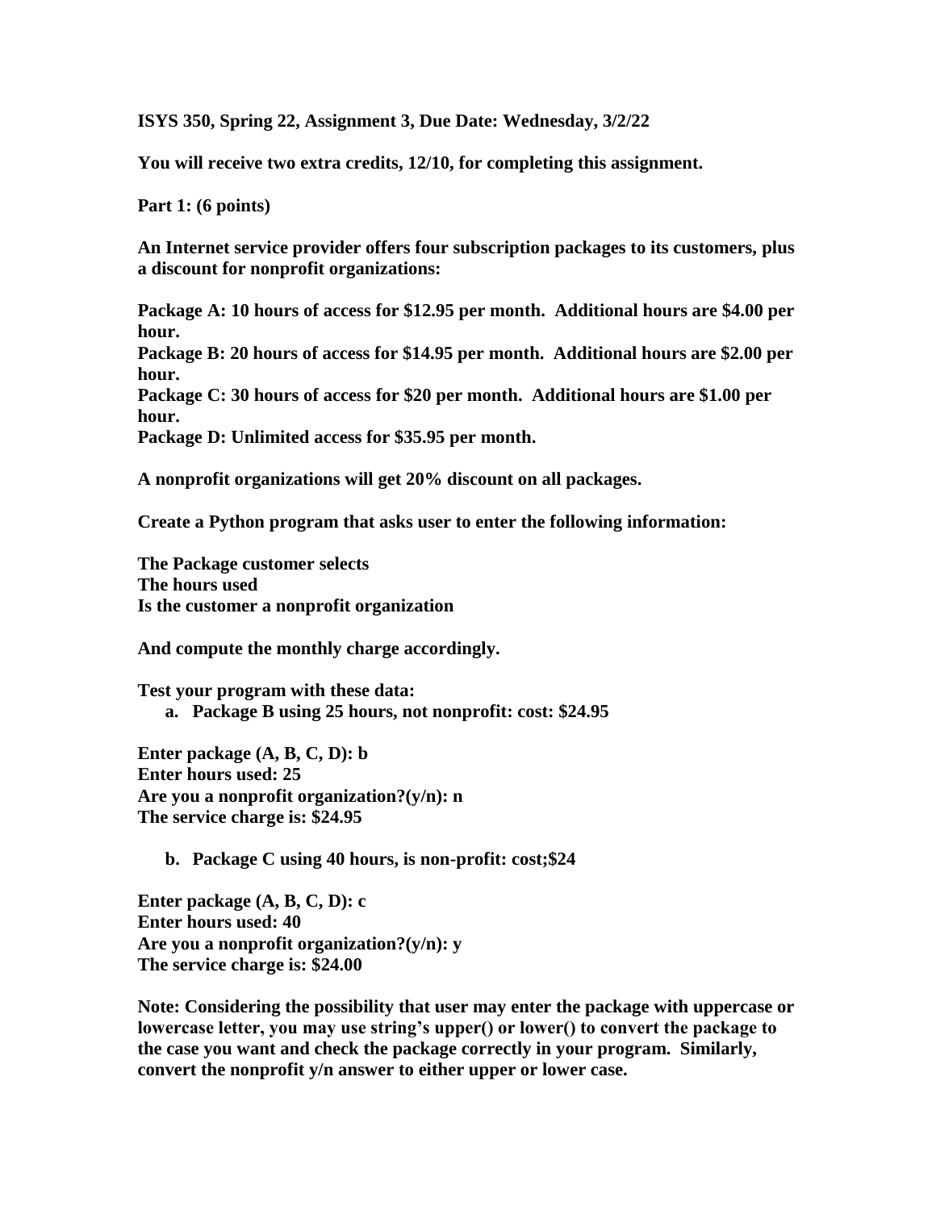**ISYS 350, Spring 22, Assignment 3, Due Date: Wednesday, 3/2/22**

**You will receive two extra credits, 12/10, for completing this assignment.**

**Part 1: (6 points)**

**An Internet service provider offers four subscription packages to its customers, plus a discount for nonprofit organizations:**

**Package A: 10 hours of access for $12.95 per month. Additional hours are $4.00 per hour.**
**Package B: 20 hours of access for $14.95 per month. Additional hours are $2.00 per hour.**
**Package C: 30 hours of access for $20 per month. Additional hours are $1.00 per hour.**
**Package D: Unlimited access for $35.95 per month.**

**A nonprofit organizations will get 20% discount on all packages.**

**Create a Python program that asks user to enter the following information:**

**The Package customer selects**
**The hours used**
**Is the customer a nonprofit organization**

**And compute the monthly charge accordingly.**

**Test your program with these data:**

a. **Package B using 25 hours, not nonprofit: cost: $24.95**

**Enter package (A, B, C, D): b**
**Enter hours used: 25**
**Are you a nonprofit organization?(y/n): n**
**The service charge is: $24.95**

b. **Package C using 40 hours, is non-profit: cost;$24**

**Enter package (A, B, C, D): c**
**Enter hours used: 40**
**Are you a nonprofit organization?(y/n): y**
**The service charge is: $24.00**

**Note: Considering the possibility that user may enter the package with uppercase or lowercase letter, you may use string's upper() or lower() to convert the package to the case you want and check the package correctly in your program. Similarly, convert the nonprofit y/n answer to either upper or lower case.**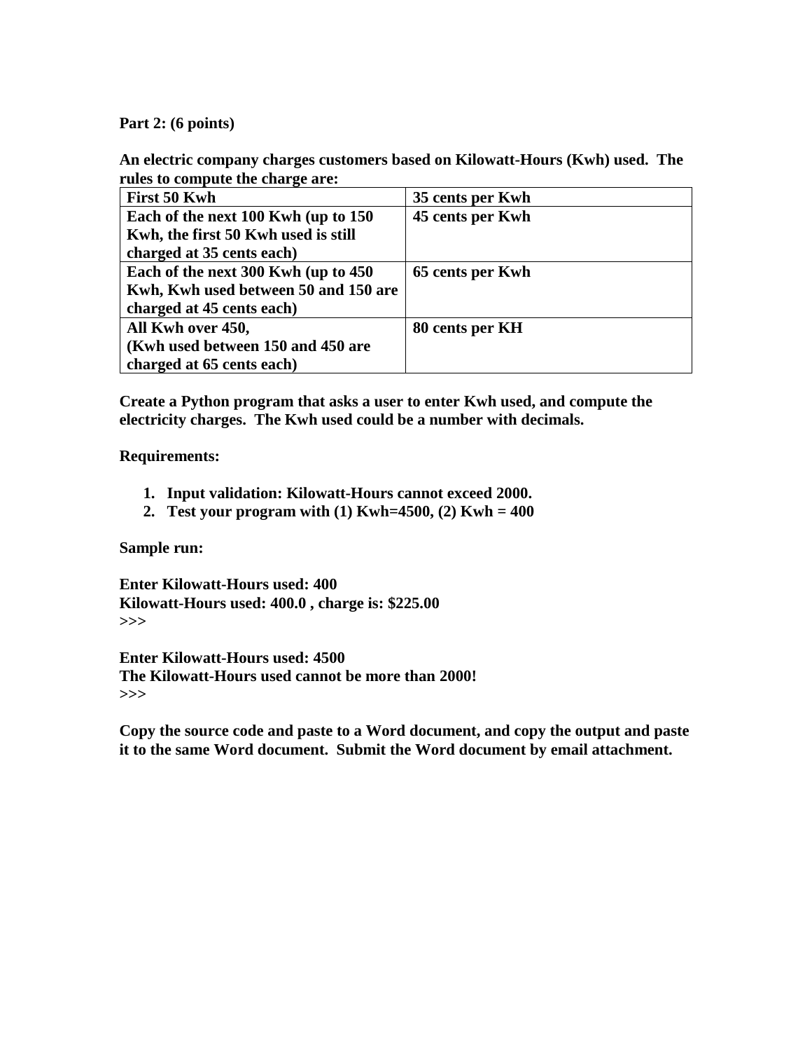**Part 2: (6 points)**

**An electric company charges customers based on Kilowatt-Hours (Kwh) used. The rules to compute the charge are:**

| | |
|---|---|
| **First 50 Kwh** | **35 cents per Kwh** |
| **Each of the next 100 Kwh (up to 150 Kwh, the first 50 Kwh used is still charged at 35 cents each)** | **45 cents per Kwh** |
| **Each of the next 300 Kwh (up to 450 Kwh, Kwh used between 50 and 150 are charged at 45 cents each)** | **65 cents per Kwh** |
| **All Kwh over 450, (Kwh used between 150 and 450 are charged at 65 cents each)** | **80 cents per KH** |

**Create a Python program that asks a user to enter Kwh used, and compute the electricity charges. The Kwh used could be a number with decimals.**

**Requirements:**

1. **Input validation: Kilowatt-Hours cannot exceed 2000.**
2. **Test your program with (1) Kwh=4500, (2) Kwh = 400**

**Sample run:**

**Enter Kilowatt-Hours used: 400**
**Kilowatt-Hours used: 400.0 , charge is: $225.00**
**>>>**

**Enter Kilowatt-Hours used: 4500**
**The Kilowatt-Hours used cannot be more than 2000!**
**>>>**

**Copy the source code and paste to a Word document, and copy the output and paste it to the same Word document. Submit the Word document by email attachment.**